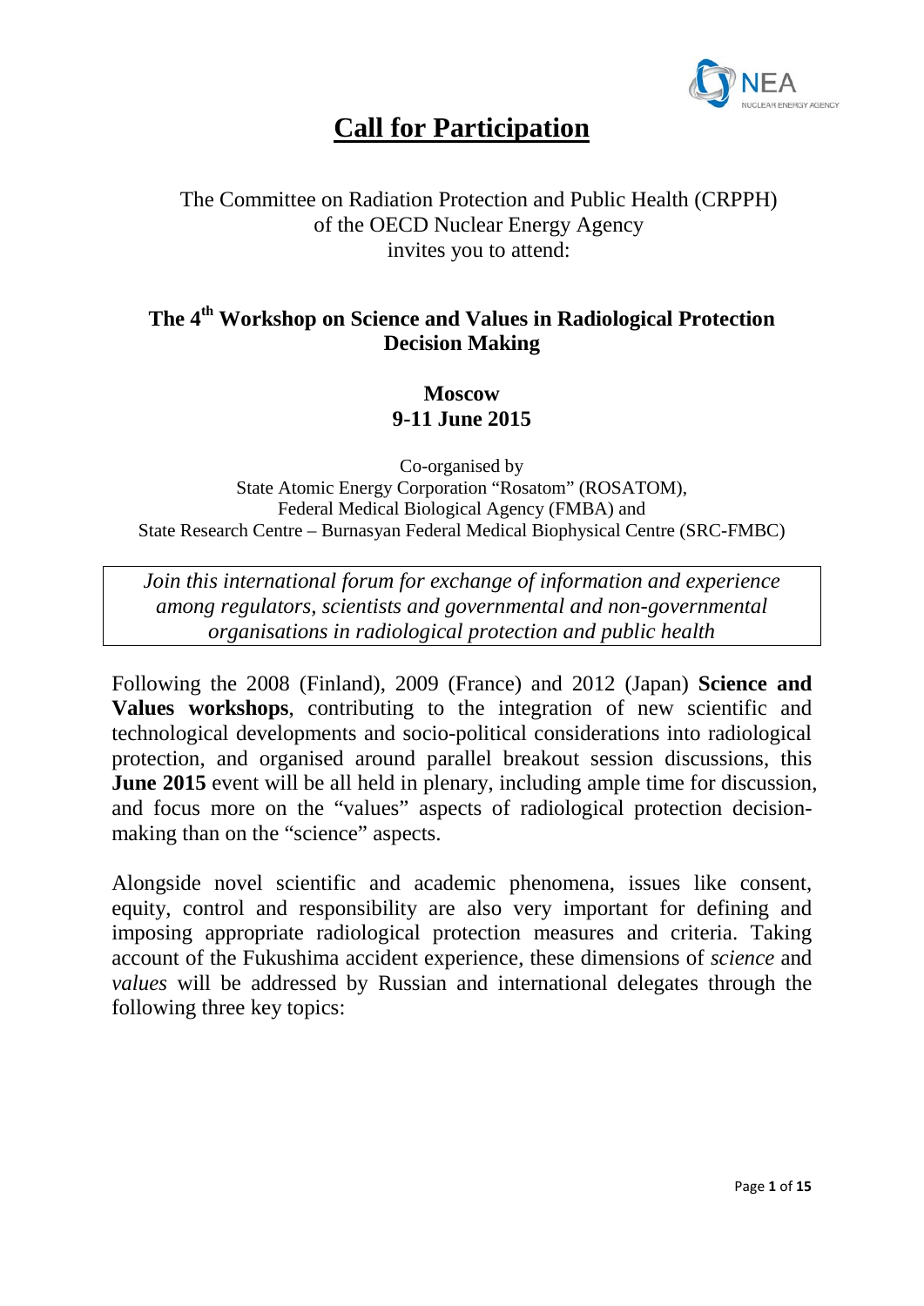# Call for Participation

The Committee on Radiation Protection and Public Health (CRPPH)
of the OECD Nuclear Energy Agency
invites you to attend:

## The 4th Workshop on Science and Values in Radiological Protection Decision Making

### Moscow
### 9-11 June 2015

Co-organised by
State Atomic Energy Corporation "Rosatom" (ROSATOM),
Federal Medical Biological Agency (FMBA) and
State Research Centre – Burnasyan Federal Medical Biophysical Centre (SRC-FMBC)

> *Join this international forum for exchange of information and experience among regulators, scientists and governmental and non-governmental organisations in radiological protection and public health*

Following the 2008 (Finland), 2009 (France) and 2012 (Japan) **Science and Values workshops**, contributing to the integration of new scientific and technological developments and socio-political considerations into radiological protection, and organised around parallel breakout session discussions, this **June 2015** event will be all held in plenary, including ample time for discussion, and focus more on the "values" aspects of radiological protection decision-making than on the "science" aspects.

Alongside novel scientific and academic phenomena, issues like consent, equity, control and responsibility are also very important for defining and imposing appropriate radiological protection measures and criteria. Taking account of the Fukushima accident experience, these dimensions of *science* and *values* will be addressed by Russian and international delegates through the following three key topics: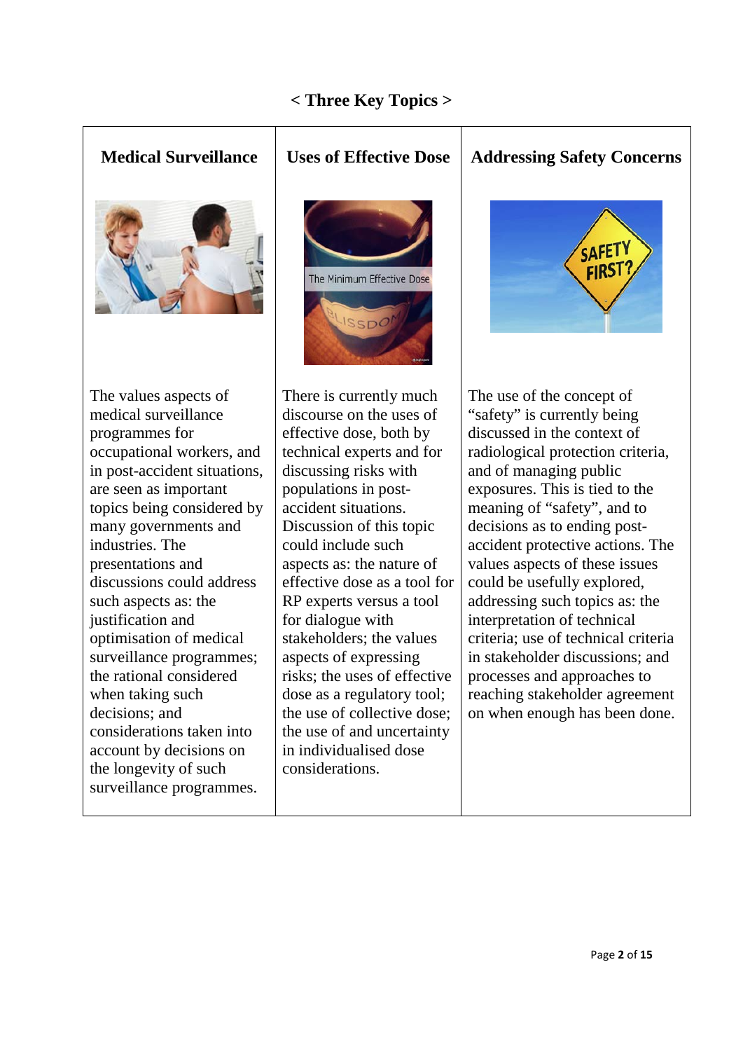# < Three Key Topics >

| Medical Surveillance | Uses of Effective Dose | Addressing Safety Concerns |
|---|---|---|
| The values aspects of medical surveillance programmes for occupational workers, and in post-accident situations, are seen as important topics being considered by many governments and industries. The presentations and discussions could address such aspects as: the justification and optimisation of medical surveillance programmes; the rational considered when taking such decisions; and considerations taken into account by decisions on the longevity of such surveillance programmes. | There is currently much discourse on the uses of effective dose, both by technical experts and for discussing risks with populations in post-accident situations. Discussion of this topic could include such aspects as: the nature of effective dose as a tool for RP experts versus a tool for dialogue with stakeholders; the values aspects of expressing risks; the uses of effective dose as a regulatory tool; the use of collective dose; the use of and uncertainty in individualised dose considerations. | The use of the concept of "safety" is currently being discussed in the context of radiological protection criteria, and of managing public exposures. This is tied to the meaning of "safety", and to decisions as to ending post-accident protective actions. The values aspects of these issues could be usefully explored, addressing such topics as: the interpretation of technical criteria; use of technical criteria in stakeholder discussions; and processes and approaches to reaching stakeholder agreement on when enough has been done. |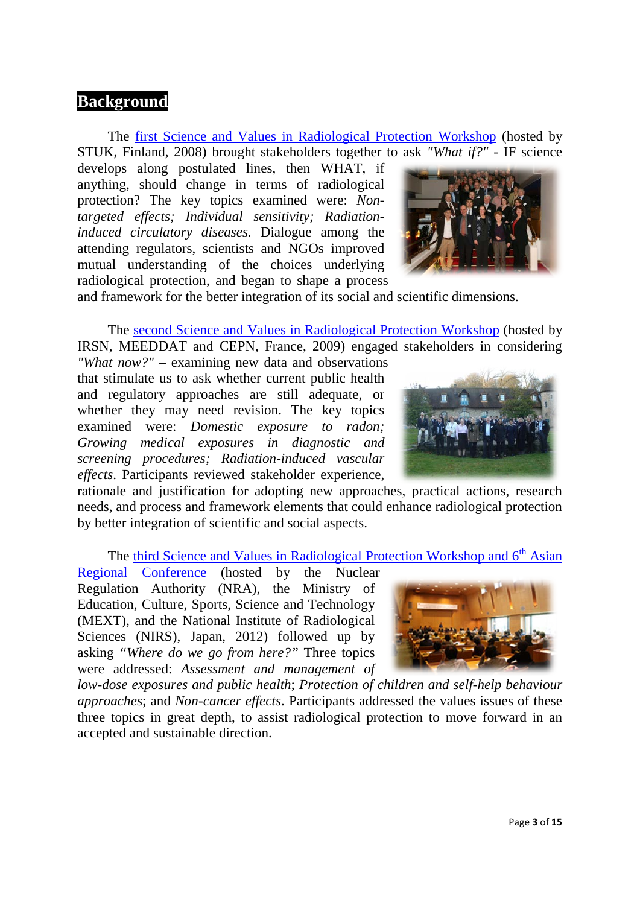# Background

The [first Science and Values in Radiological Protection Workshop](#) (hosted by STUK, Finland, 2008) brought stakeholders together to ask *"What if?"* - IF science develops along postulated lines, then WHAT, if anything, should change in terms of radiological protection? The key topics examined were: *Non-targeted effects; Individual sensitivity; Radiation-induced circulatory diseases.* Dialogue among the attending regulators, scientists and NGOs improved mutual understanding of the choices underlying radiological protection, and began to shape a process and framework for the better integration of its social and scientific dimensions.

The [second Science and Values in Radiological Protection Workshop](#) (hosted by IRSN, MEEDDAT and CEPN, France, 2009) engaged stakeholders in considering *"What now?"* – examining new data and observations that stimulate us to ask whether current public health and regulatory approaches are still adequate, or whether they may need revision. The key topics examined were: *Domestic exposure to radon; Growing medical exposures in diagnostic and screening procedures; Radiation-induced vascular effects*. Participants reviewed stakeholder experience, rationale and justification for adopting new approaches, practical actions, research needs, and process and framework elements that could enhance radiological protection by better integration of scientific and social aspects.

The [third Science and Values in Radiological Protection Workshop and 6th Asian Regional Conference](#) (hosted by the Nuclear Regulation Authority (NRA), the Ministry of Education, Culture, Sports, Science and Technology (MEXT), and the National Institute of Radiological Sciences (NIRS), Japan, 2012) followed up by asking *"Where do we go from here?"* Three topics were addressed: *Assessment and management of low-dose exposures and public health*; *Protection of children and self-help behaviour approaches*; and *Non-cancer effects*. Participants addressed the values issues of these three topics in great depth, to assist radiological protection to move forward in an accepted and sustainable direction.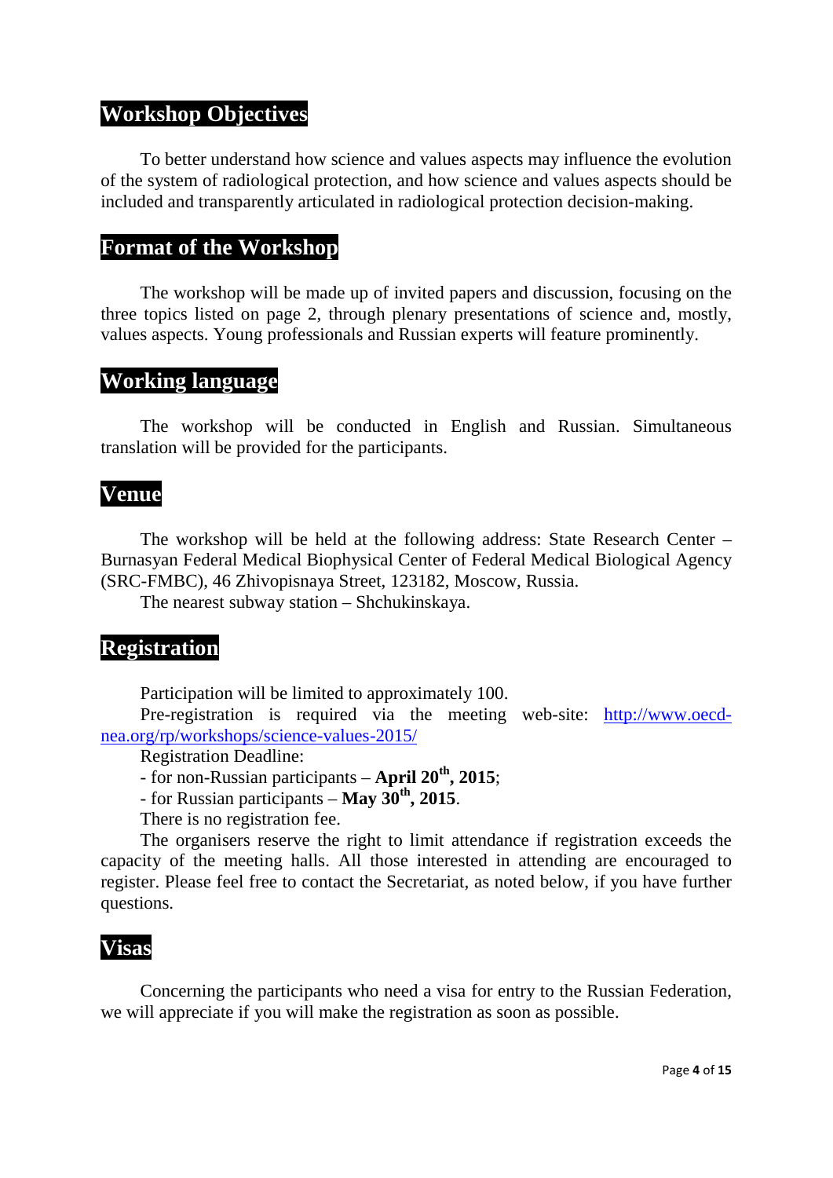## Workshop Objectives

To better understand how science and values aspects may influence the evolution of the system of radiological protection, and how science and values aspects should be included and transparently articulated in radiological protection decision-making.

## Format of the Workshop

The workshop will be made up of invited papers and discussion, focusing on the three topics listed on page 2, through plenary presentations of science and, mostly, values aspects. Young professionals and Russian experts will feature prominently.

## Working language

The workshop will be conducted in English and Russian. Simultaneous translation will be provided for the participants.

## Venue

The workshop will be held at the following address: State Research Center – Burnasyan Federal Medical Biophysical Center of Federal Medical Biological Agency (SRC-FMBC), 46 Zhivopisnaya Street, 123182, Moscow, Russia.

The nearest subway station – Shchukinskaya.

## Registration

Participation will be limited to approximately 100.

Pre-registration is required via the meeting web-site: [http://www.oecd-nea.org/rp/workshops/science-values-2015/](http://www.oecd-nea.org/rp/workshops/science-values-2015/)

Registration Deadline:

- for non-Russian participants – **April 20th, 2015**;
- for Russian participants – **May 30th, 2015**.

There is no registration fee.

The organisers reserve the right to limit attendance if registration exceeds the capacity of the meeting halls. All those interested in attending are encouraged to register. Please feel free to contact the Secretariat, as noted below, if you have further questions.

## Visas

Concerning the participants who need a visa for entry to the Russian Federation, we will appreciate if you will make the registration as soon as possible.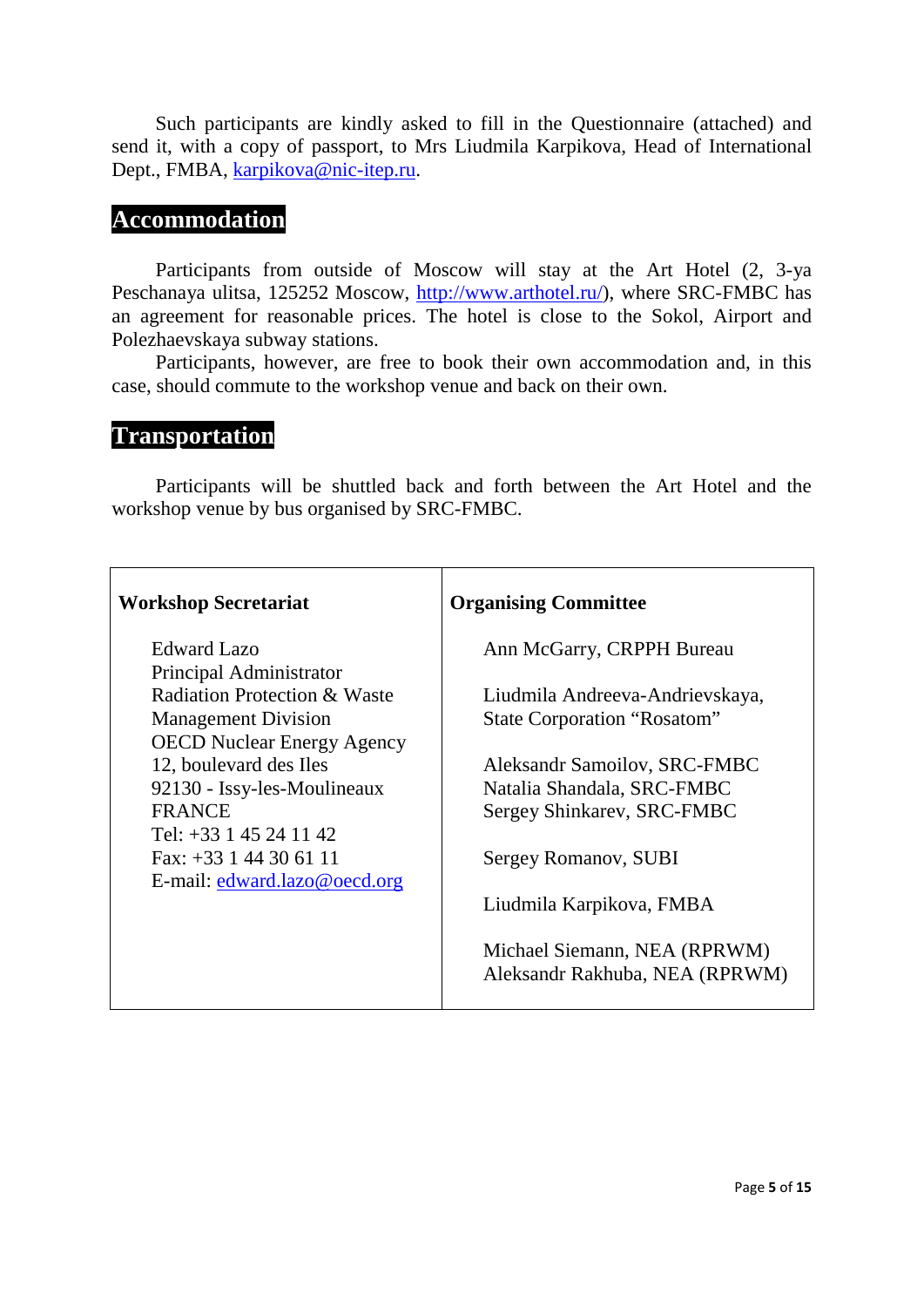Such participants are kindly asked to fill in the Questionnaire (attached) and send it, with a copy of passport, to Mrs Liudmila Karpikova, Head of International Dept., FMBA, karpikova@nic-itep.ru.

## Accommodation

Participants from outside of Moscow will stay at the Art Hotel (2, 3-ya Peschanaya ulitsa, 125252 Moscow, http://www.arthotel.ru/), where SRC-FMBC has an agreement for reasonable prices. The hotel is close to the Sokol, Airport and Polezhaevskaya subway stations.

Participants, however, are free to book their own accommodation and, in this case, should commute to the workshop venue and back on their own.

## Transportation

Participants will be shuttled back and forth between the Art Hotel and the workshop venue by bus organised by SRC-FMBC.

| **Workshop Secretariat** | **Organising Committee** |
| --- | --- |
| Edward Lazo<br>Principal Administrator<br>Radiation Protection & Waste Management Division<br>OECD Nuclear Energy Agency<br>12, boulevard des Iles<br>92130 - Issy-les-Moulineaux<br>FRANCE<br>Tel: +33 1 45 24 11 42<br>Fax: +33 1 44 30 61 11<br>E-mail: edward.lazo@oecd.org | Ann McGarry, CRPPH Bureau<br><br>Liudmila Andreeva-Andrievskaya, State Corporation "Rosatom"<br><br>Aleksandr Samoilov, SRC-FMBC<br>Natalia Shandala, SRC-FMBC<br>Sergey Shinkarev, SRC-FMBC<br><br>Sergey Romanov, SUBI<br><br>Liudmila Karpikova, FMBA<br><br>Michael Siemann, NEA (RPRWM)<br>Aleksandr Rakhuba, NEA (RPRWM) |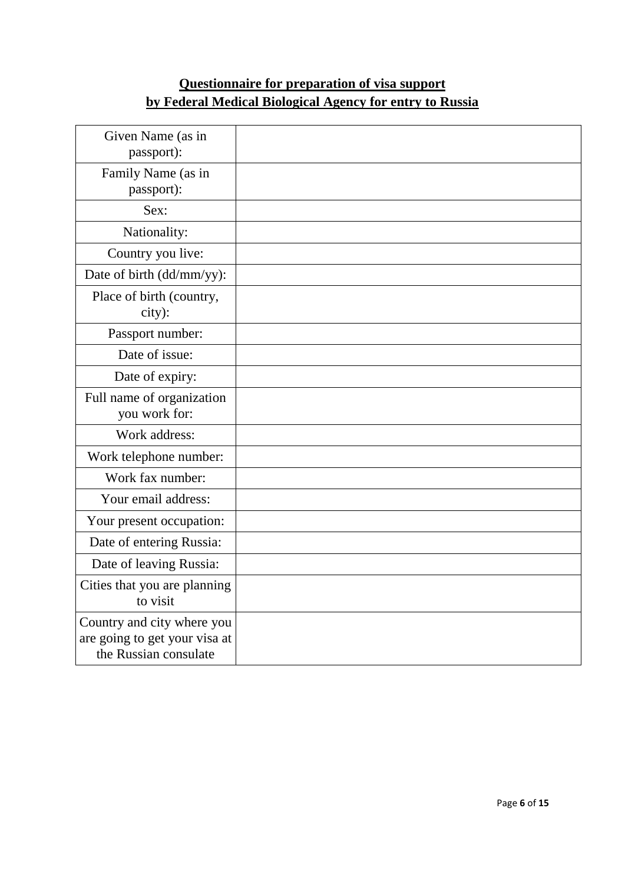**Questionnaire for preparation of visa support**
**by Federal Medical Biological Agency for entry to Russia**

| | |
|---|---|
| Given Name (as in passport): | |
| Family Name (as in passport): | |
| Sex: | |
| Nationality: | |
| Country you live: | |
| Date of birth (dd/mm/yy): | |
| Place of birth (country, city): | |
| Passport number: | |
| Date of issue: | |
| Date of expiry: | |
| Full name of organization you work for: | |
| Work address: | |
| Work telephone number: | |
| Work fax number: | |
| Your email address: | |
| Your present occupation: | |
| Date of entering Russia: | |
| Date of leaving Russia: | |
| Cities that you are planning to visit | |
| Country and city where you are going to get your visa at the Russian consulate | |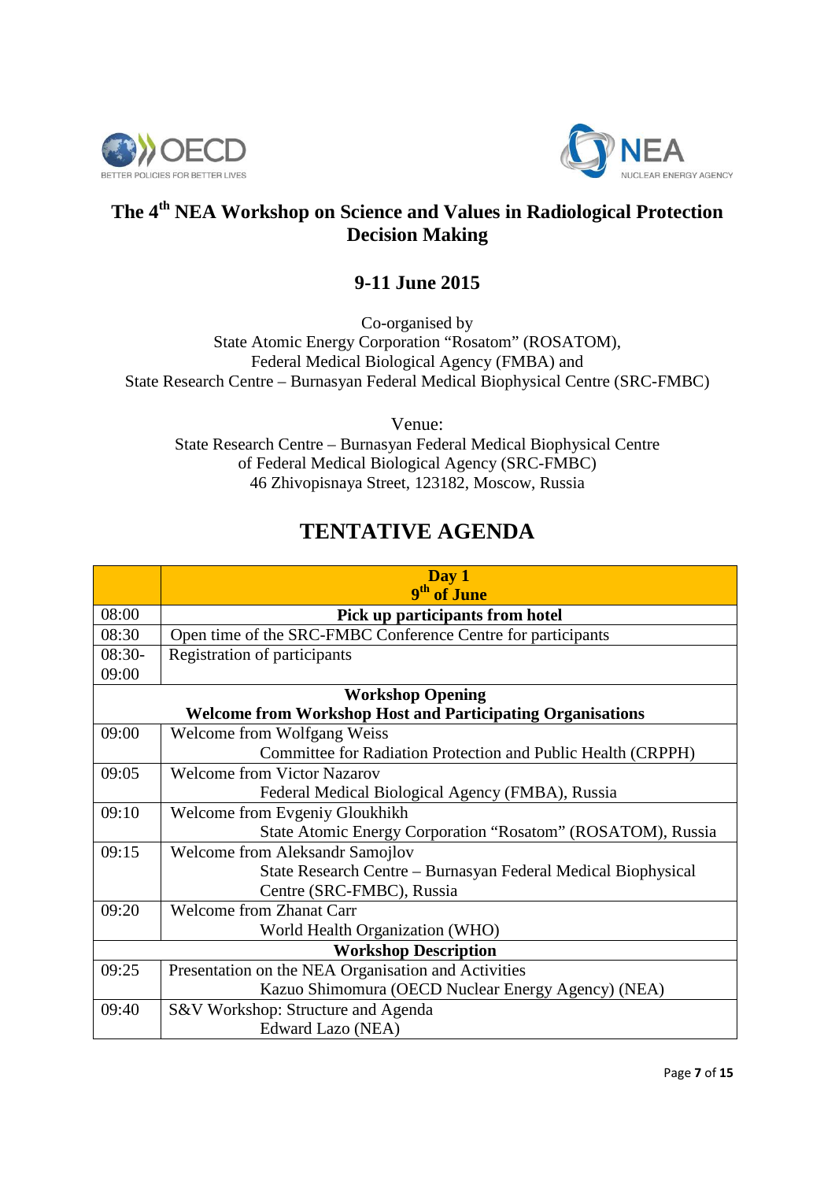# The 4th NEA Workshop on Science and Values in Radiological Protection Decision Making

## 9-11 June 2015

Co-organised by
State Atomic Energy Corporation "Rosatom" (ROSATOM),
Federal Medical Biological Agency (FMBA) and
State Research Centre – Burnasyan Federal Medical Biophysical Centre (SRC-FMBC)

Venue:
State Research Centre – Burnasyan Federal Medical Biophysical Centre
of Federal Medical Biological Agency (SRC-FMBC)
46 Zhivopisnaya Street, 123182, Moscow, Russia

# TENTATIVE AGENDA

| | **Day 1**<br>**9th of June** |
|---|---|
| 08:00 | **Pick up participants from hotel** |
| 08:30 | Open time of the SRC-FMBC Conference Centre for participants |
| 08:30-09:00 | Registration of participants |
| **Workshop Opening**<br>**Welcome from Workshop Host and Participating Organisations** | |
| 09:00 | Welcome from Wolfgang Weiss<br>Committee for Radiation Protection and Public Health (CRPPH) |
| 09:05 | Welcome from Victor Nazarov<br>Federal Medical Biological Agency (FMBA), Russia |
| 09:10 | Welcome from Evgeniy Gloukhikh<br>State Atomic Energy Corporation "Rosatom" (ROSATOM), Russia |
| 09:15 | Welcome from Aleksandr Samojlov<br>State Research Centre – Burnasyan Federal Medical Biophysical Centre (SRC-FMBC), Russia |
| 09:20 | Welcome from Zhanat Carr<br>World Health Organization (WHO) |
| **Workshop Description** | |
| 09:25 | Presentation on the NEA Organisation and Activities<br>Kazuo Shimomura (OECD Nuclear Energy Agency) (NEA) |
| 09:40 | S&V Workshop: Structure and Agenda<br>Edward Lazo (NEA) |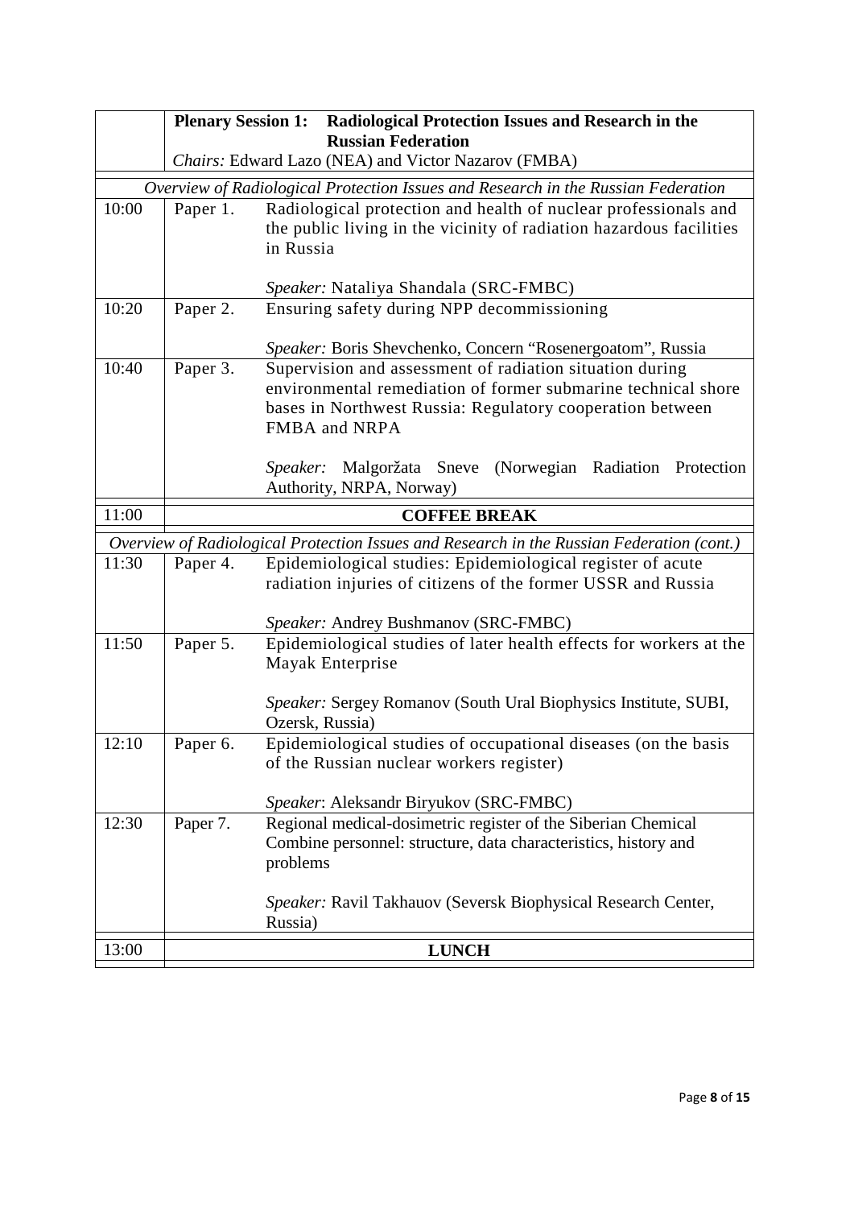| | | |
|---|---|---|
| | **Plenary Session 1: Radiological Protection Issues and Research in the Russian Federation** | |
| | *Chairs:* Edward Lazo (NEA) and Victor Nazarov (FMBA) | |
| *Overview of Radiological Protection Issues and Research in the Russian Federation* | | |
| 10:00 | Paper 1. | Radiological protection and health of nuclear professionals and the public living in the vicinity of radiation hazardous facilities in Russia<br><br>*Speaker:* Nataliya Shandala (SRC-FMBC) |
| 10:20 | Paper 2. | Ensuring safety during NPP decommissioning<br><br>*Speaker:* Boris Shevchenko, Concern "Rosenergoatom", Russia |
| 10:40 | Paper 3. | Supervision and assessment of radiation situation during environmental remediation of former submarine technical shore bases in Northwest Russia: Regulatory cooperation between FMBA and NRPA<br><br>*Speaker:* Malgoržata Sneve (Norwegian Radiation Protection Authority, NRPA, Norway) |
| 11:00 | **COFFEE BREAK** | |
| *Overview of Radiological Protection Issues and Research in the Russian Federation (cont.)* | | |
| 11:30 | Paper 4. | Epidemiological studies: Epidemiological register of acute radiation injuries of citizens of the former USSR and Russia<br><br>*Speaker:* Andrey Bushmanov (SRC-FMBC) |
| 11:50 | Paper 5. | Epidemiological studies of later health effects for workers at the Mayak Enterprise<br><br>*Speaker:* Sergey Romanov (South Ural Biophysics Institute, SUBI, Ozersk, Russia) |
| 12:10 | Paper 6. | Epidemiological studies of occupational diseases (on the basis of the Russian nuclear workers register)<br><br>*Speaker*: Aleksandr Biryukov (SRC-FMBC) |
| 12:30 | Paper 7. | Regional medical-dosimetric register of the Siberian Chemical Combine personnel: structure, data characteristics, history and problems<br><br>*Speaker:* Ravil Takhauov (Seversk Biophysical Research Center, Russia) |
| 13:00 | **LUNCH** | |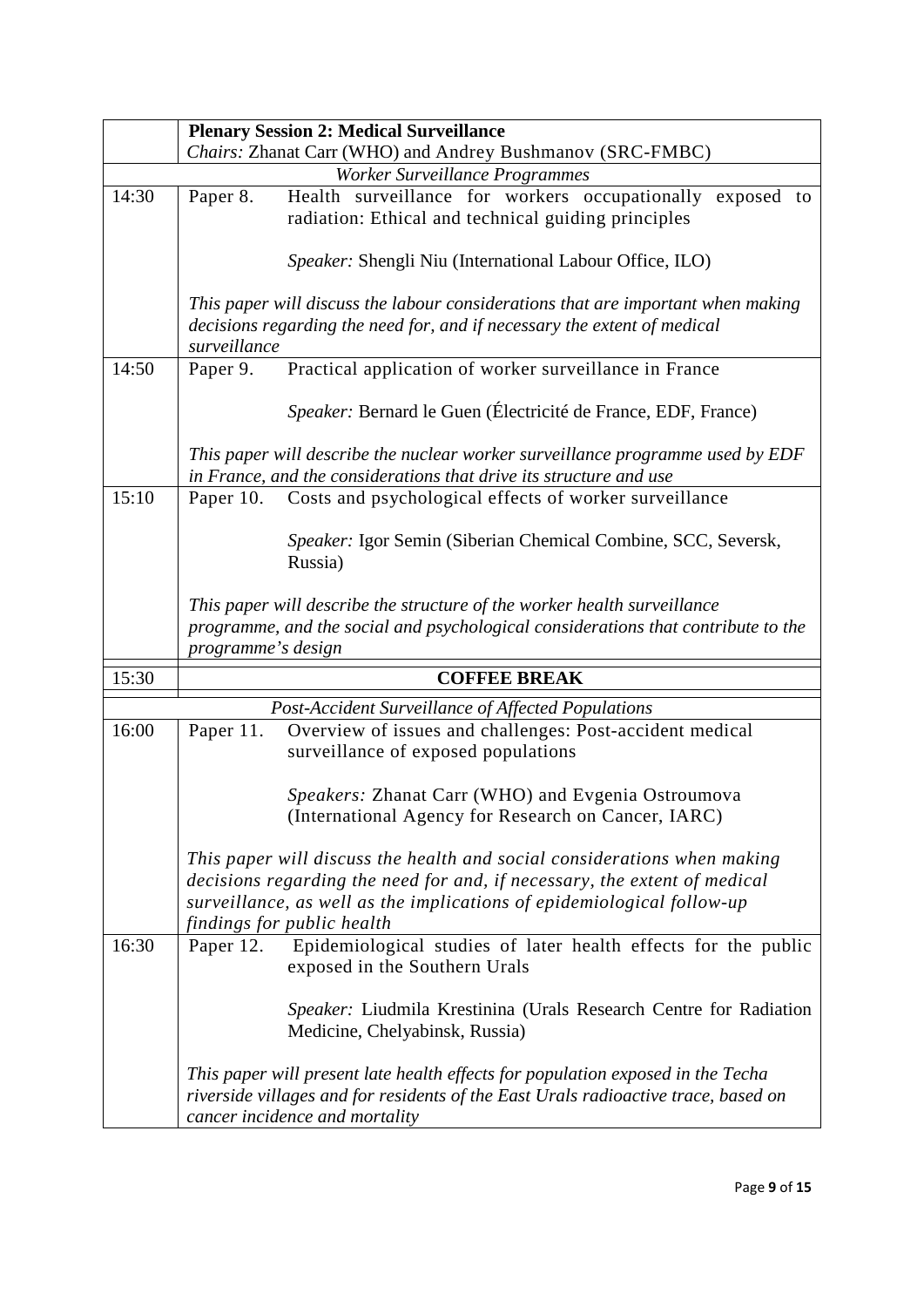| | **Plenary Session 2: Medical Surveillance**<br>*Chairs:* Zhanat Carr (WHO) and Andrey Bushmanov (SRC-FMBC) |
|---|---|
| | *Worker Surveillance Programmes* |
| 14:30 | Paper 8. Health surveillance for workers occupationally exposed to radiation: Ethical and technical guiding principles<br><br>*Speaker:* Shengli Niu (International Labour Office, ILO)<br><br>*This paper will discuss the labour considerations that are important when making decisions regarding the need for, and if necessary the extent of medical surveillance* |
| 14:50 | Paper 9. Practical application of worker surveillance in France<br><br>*Speaker:* Bernard le Guen (Électricité de France, EDF, France)<br><br>*This paper will describe the nuclear worker surveillance programme used by EDF in France, and the considerations that drive its structure and use* |
| 15:10 | Paper 10. Costs and psychological effects of worker surveillance<br><br>*Speaker:* Igor Semin (Siberian Chemical Combine, SCC, Seversk, Russia)<br><br>*This paper will describe the structure of the worker health surveillance programme, and the social and psychological considerations that contribute to the programme's design* |
| 15:30 | **COFFEE BREAK** |
| | *Post-Accident Surveillance of Affected Populations* |
| 16:00 | Paper 11. Overview of issues and challenges: Post-accident medical surveillance of exposed populations<br><br>*Speakers:* Zhanat Carr (WHO) and Evgenia Ostroumova (International Agency for Research on Cancer, IARC)<br><br>*This paper will discuss the health and social considerations when making decisions regarding the need for and, if necessary, the extent of medical surveillance, as well as the implications of epidemiological follow-up findings for public health* |
| 16:30 | Paper 12. Epidemiological studies of later health effects for the public exposed in the Southern Urals<br><br>*Speaker:* Liudmila Krestinina (Urals Research Centre for Radiation Medicine, Chelyabinsk, Russia)<br><br>*This paper will present late health effects for population exposed in the Techa riverside villages and for residents of the East Urals radioactive trace, based on cancer incidence and mortality* |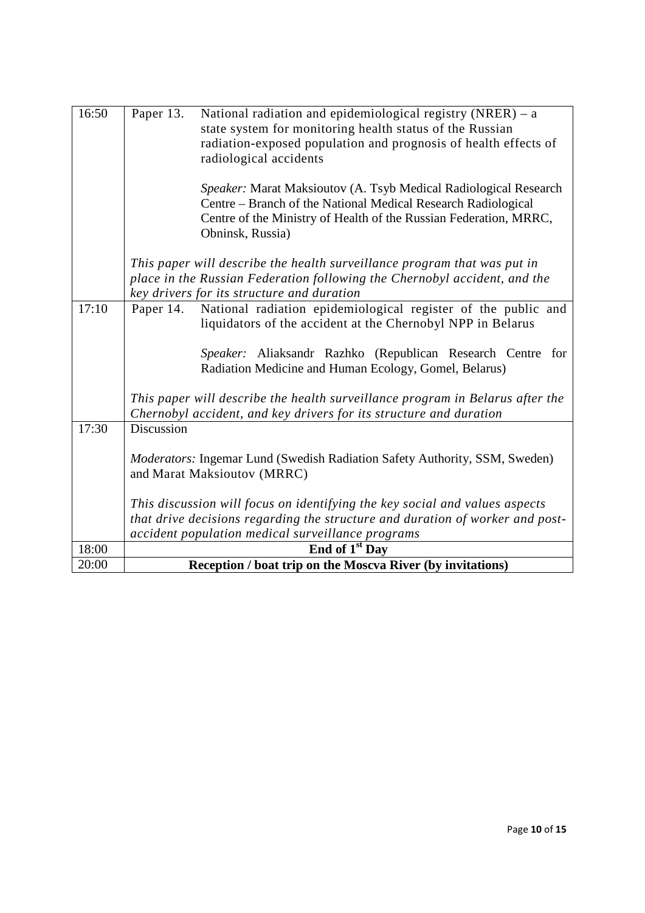| | |
|---|---|
| 16:50 | Paper 13. National radiation and epidemiological registry (NRER) – a state system for monitoring health status of the Russian radiation-exposed population and prognosis of health effects of radiological accidents<br><br>*Speaker:* Marat Maksioutov (A. Tsyb Medical Radiological Research Centre – Branch of the National Medical Research Radiological Centre of the Ministry of Health of the Russian Federation, MRRC, Obninsk, Russia)<br><br>*This paper will describe the health surveillance program that was put in place in the Russian Federation following the Chernobyl accident, and the key drivers for its structure and duration* |
| 17:10 | Paper 14. National radiation epidemiological register of the public and liquidators of the accident at the Chernobyl NPP in Belarus<br><br>*Speaker:* Aliaksandr Razhko (Republican Research Centre for Radiation Medicine and Human Ecology, Gomel, Belarus)<br><br>*This paper will describe the health surveillance program in Belarus after the Chernobyl accident, and key drivers for its structure and duration* |
| 17:30 | Discussion<br><br>*Moderators:* Ingemar Lund (Swedish Radiation Safety Authority, SSM, Sweden) and Marat Maksioutov (MRRC)<br><br>*This discussion will focus on identifying the key social and values aspects that drive decisions regarding the structure and duration of worker and post-accident population medical surveillance programs* |
| 18:00 | **End of 1st Day** |
| 20:00 | **Reception / boat trip on the Moscva River (by invitations)** |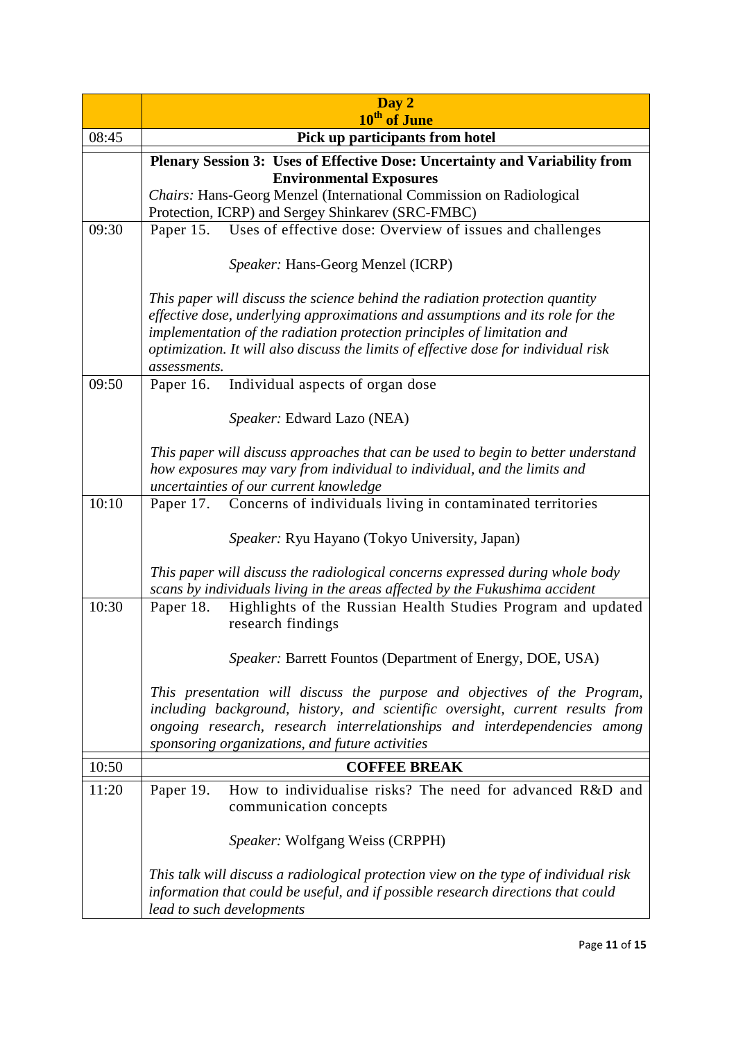| | **Day 2**<br>**10th of June** |
|---|---|
| 08:45 | **Pick up participants from hotel** |
| | **Plenary Session 3: Uses of Effective Dose: Uncertainty and Variability from Environmental Exposures**<br>*Chairs:* Hans-Georg Menzel (International Commission on Radiological Protection, ICRP) and Sergey Shinkarev (SRC-FMBC) |
| 09:30 | Paper 15. Uses of effective dose: Overview of issues and challenges<br><br>*Speaker:* Hans-Georg Menzel (ICRP)<br><br>*This paper will discuss the science behind the radiation protection quantity effective dose, underlying approximations and assumptions and its role for the implementation of the radiation protection principles of limitation and optimization. It will also discuss the limits of effective dose for individual risk assessments.* |
| 09:50 | Paper 16. Individual aspects of organ dose<br><br>*Speaker:* Edward Lazo (NEA)<br><br>*This paper will discuss approaches that can be used to begin to better understand how exposures may vary from individual to individual, and the limits and uncertainties of our current knowledge* |
| 10:10 | Paper 17. Concerns of individuals living in contaminated territories<br><br>*Speaker:* Ryu Hayano (Tokyo University, Japan)<br><br>*This paper will discuss the radiological concerns expressed during whole body scans by individuals living in the areas affected by the Fukushima accident* |
| 10:30 | Paper 18. Highlights of the Russian Health Studies Program and updated research findings<br><br>*Speaker:* Barrett Fountos (Department of Energy, DOE, USA)<br><br>*This presentation will discuss the purpose and objectives of the Program, including background, history, and scientific oversight, current results from ongoing research, research interrelationships and interdependencies among sponsoring organizations, and future activities* |
| 10:50 | **COFFEE BREAK** |
| 11:20 | Paper 19. How to individualise risks? The need for advanced R&D and communication concepts<br><br>*Speaker:* Wolfgang Weiss (CRPPH)<br><br>*This talk will discuss a radiological protection view on the type of individual risk information that could be useful, and if possible research directions that could lead to such developments* |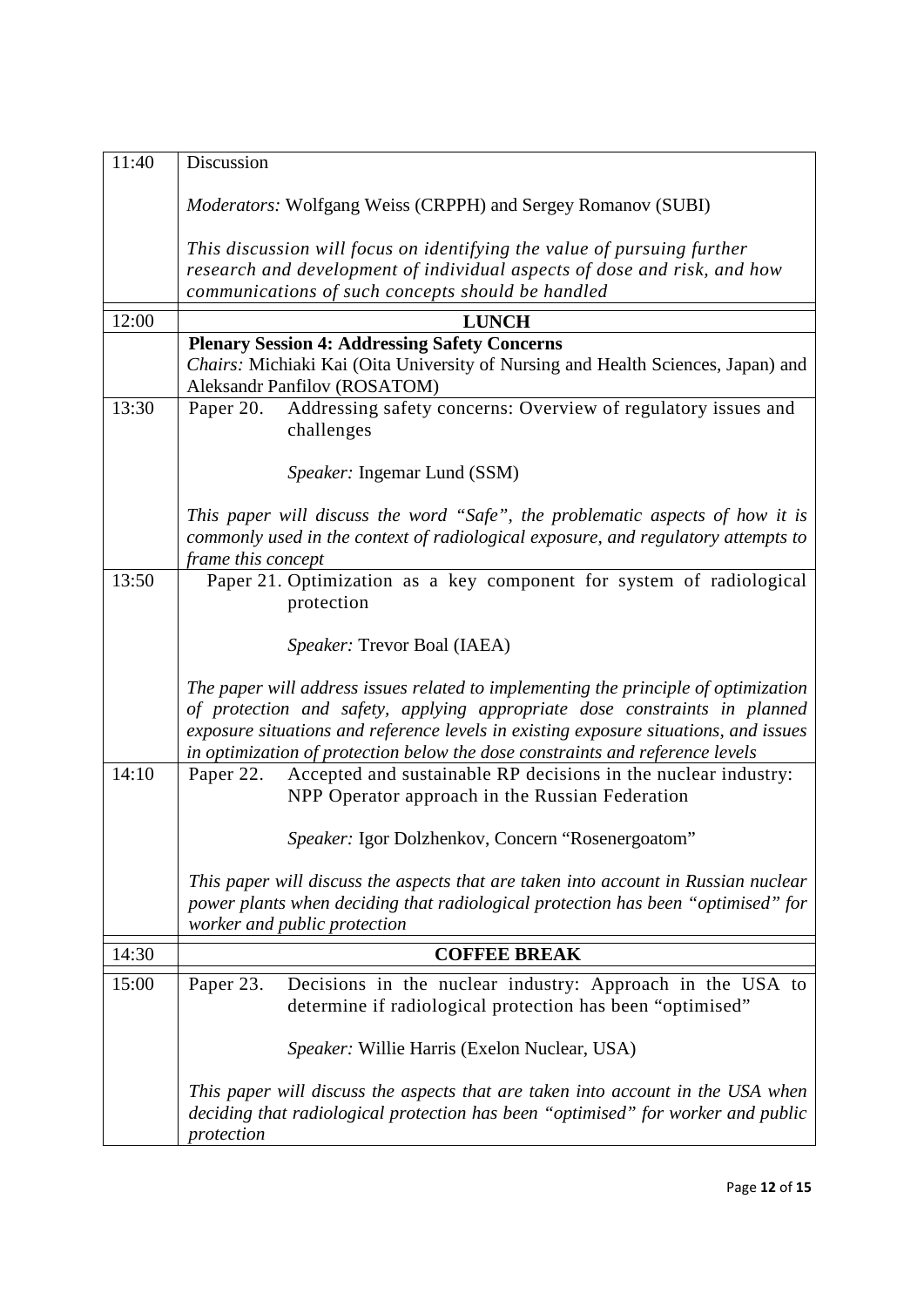| | |
|---|---|
| 11:40 | Discussion<br><br>*Moderators:* Wolfgang Weiss (CRPPH) and Sergey Romanov (SUBI)<br><br>*This discussion will focus on identifying the value of pursuing further research and development of individual aspects of dose and risk, and how communications of such concepts should be handled* |
| 12:00 | **LUNCH** |
| | **Plenary Session 4: Addressing Safety Concerns**<br>*Chairs:* Michiaki Kai (Oita University of Nursing and Health Sciences, Japan) and Aleksandr Panfilov (ROSATOM) |
| 13:30 | Paper 20. Addressing safety concerns: Overview of regulatory issues and challenges<br><br>*Speaker:* Ingemar Lund (SSM)<br><br>*This paper will discuss the word "Safe", the problematic aspects of how it is commonly used in the context of radiological exposure, and regulatory attempts to frame this concept* |
| 13:50 | Paper 21. Optimization as a key component for system of radiological protection<br><br>*Speaker:* Trevor Boal (IAEA)<br><br>*The paper will address issues related to implementing the principle of optimization of protection and safety, applying appropriate dose constraints in planned exposure situations and reference levels in existing exposure situations, and issues in optimization of protection below the dose constraints and reference levels* |
| 14:10 | Paper 22. Accepted and sustainable RP decisions in the nuclear industry: NPP Operator approach in the Russian Federation<br><br>*Speaker:* Igor Dolzhenkov, Concern "Rosenergoatom"<br><br>*This paper will discuss the aspects that are taken into account in Russian nuclear power plants when deciding that radiological protection has been "optimised" for worker and public protection* |
| 14:30 | **COFFEE BREAK** |
| 15:00 | Paper 23. Decisions in the nuclear industry: Approach in the USA to determine if radiological protection has been "optimised"<br><br>*Speaker:* Willie Harris (Exelon Nuclear, USA)<br><br>*This paper will discuss the aspects that are taken into account in the USA when deciding that radiological protection has been "optimised" for worker and public protection* |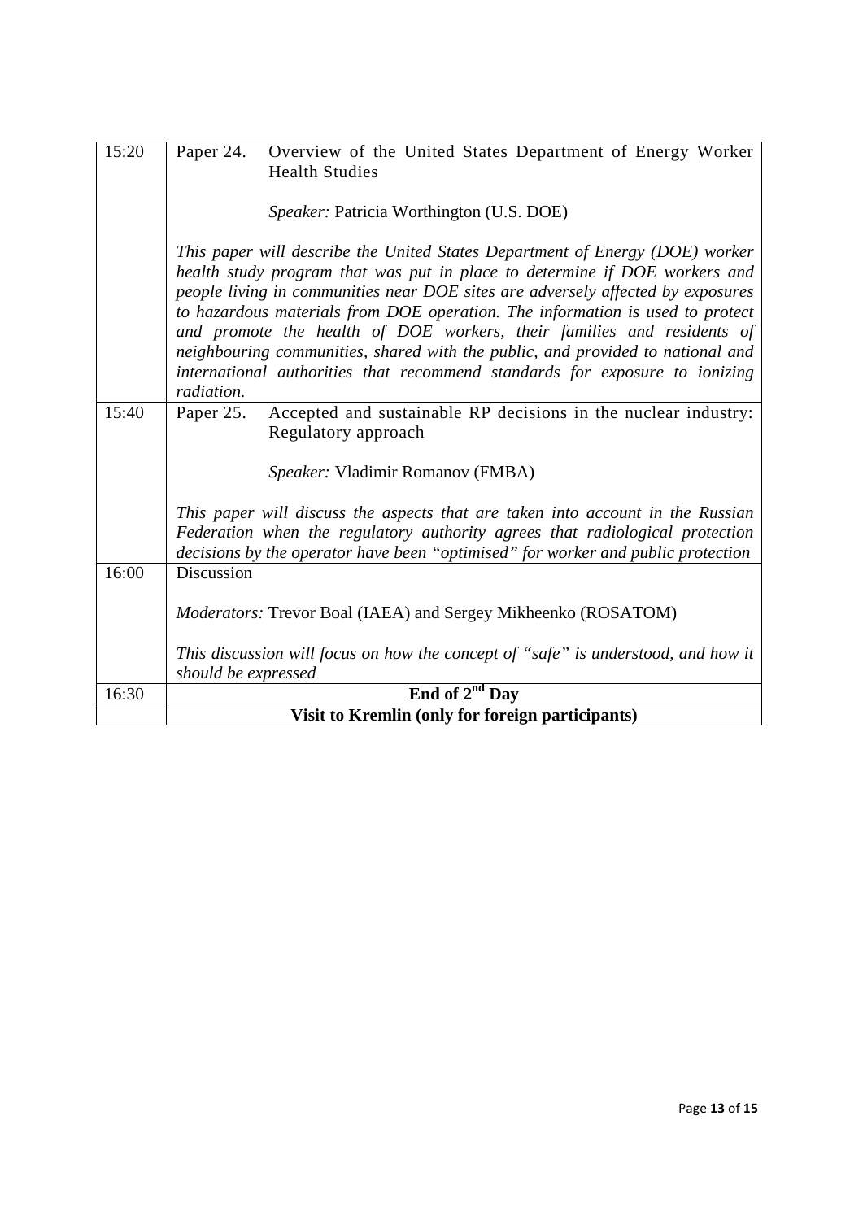| | |
|---|---|
| 15:20 | Paper 24. Overview of the United States Department of Energy Worker Health Studies<br><br>*Speaker:* Patricia Worthington (U.S. DOE)<br><br>*This paper will describe the United States Department of Energy (DOE) worker health study program that was put in place to determine if DOE workers and people living in communities near DOE sites are adversely affected by exposures to hazardous materials from DOE operation. The information is used to protect and promote the health of DOE workers, their families and residents of neighbouring communities, shared with the public, and provided to national and international authorities that recommend standards for exposure to ionizing radiation.* |
| 15:40 | Paper 25. Accepted and sustainable RP decisions in the nuclear industry: Regulatory approach<br><br>*Speaker:* Vladimir Romanov (FMBA)<br><br>*This paper will discuss the aspects that are taken into account in the Russian Federation when the regulatory authority agrees that radiological protection decisions by the operator have been "optimised" for worker and public protection* |
| 16:00 | Discussion<br><br>*Moderators:* Trevor Boal (IAEA) and Sergey Mikheenko (ROSATOM)<br><br>*This discussion will focus on how the concept of "safe" is understood, and how it should be expressed* |
| 16:30 | **End of 2nd Day** |
| | **Visit to Kremlin (only for foreign participants)** |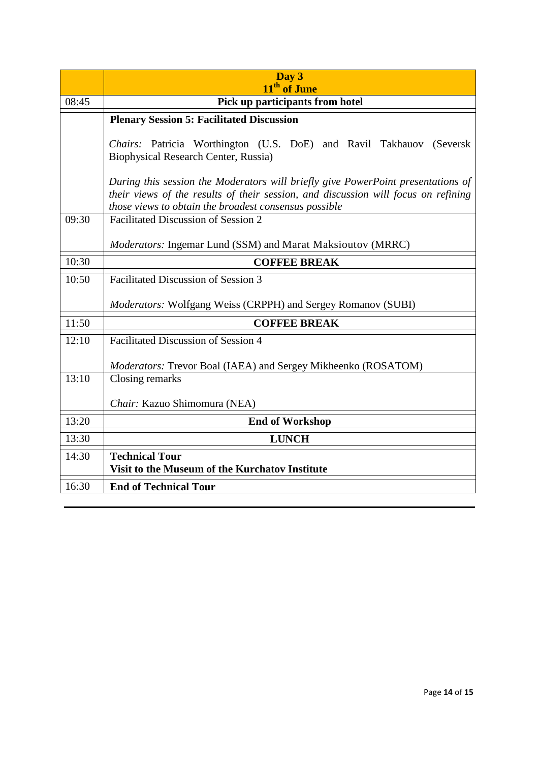| | **Day 3** **11th of June** |
|---|---|
| 08:45 | **Pick up participants from hotel** |
| | **Plenary Session 5: Facilitated Discussion** <br><br> *Chairs:* Patricia Worthington (U.S. DoE) and Ravil Takhauov (Seversk Biophysical Research Center, Russia) <br><br> *During this session the Moderators will briefly give PowerPoint presentations of their views of the results of their session, and discussion will focus on refining those views to obtain the broadest consensus possible* |
| 09:30 | Facilitated Discussion of Session 2 <br><br> *Moderators:* Ingemar Lund (SSM) and Marat Maksioutov (MRRC) |
| 10:30 | **COFFEE BREAK** |
| 10:50 | Facilitated Discussion of Session 3 <br><br> *Moderators:* Wolfgang Weiss (CRPPH) and Sergey Romanov (SUBI) |
| 11:50 | **COFFEE BREAK** |
| 12:10 | Facilitated Discussion of Session 4 <br><br> *Moderators:* Trevor Boal (IAEA) and Sergey Mikheenko (ROSATOM) |
| 13:10 | Closing remarks <br><br> *Chair:* Kazuo Shimomura (NEA) |
| 13:20 | **End of Workshop** |
| 13:30 | **LUNCH** |
| 14:30 | **Technical Tour** <br> **Visit to the Museum of the Kurchatov Institute** |
| 16:30 | **End of Technical Tour** |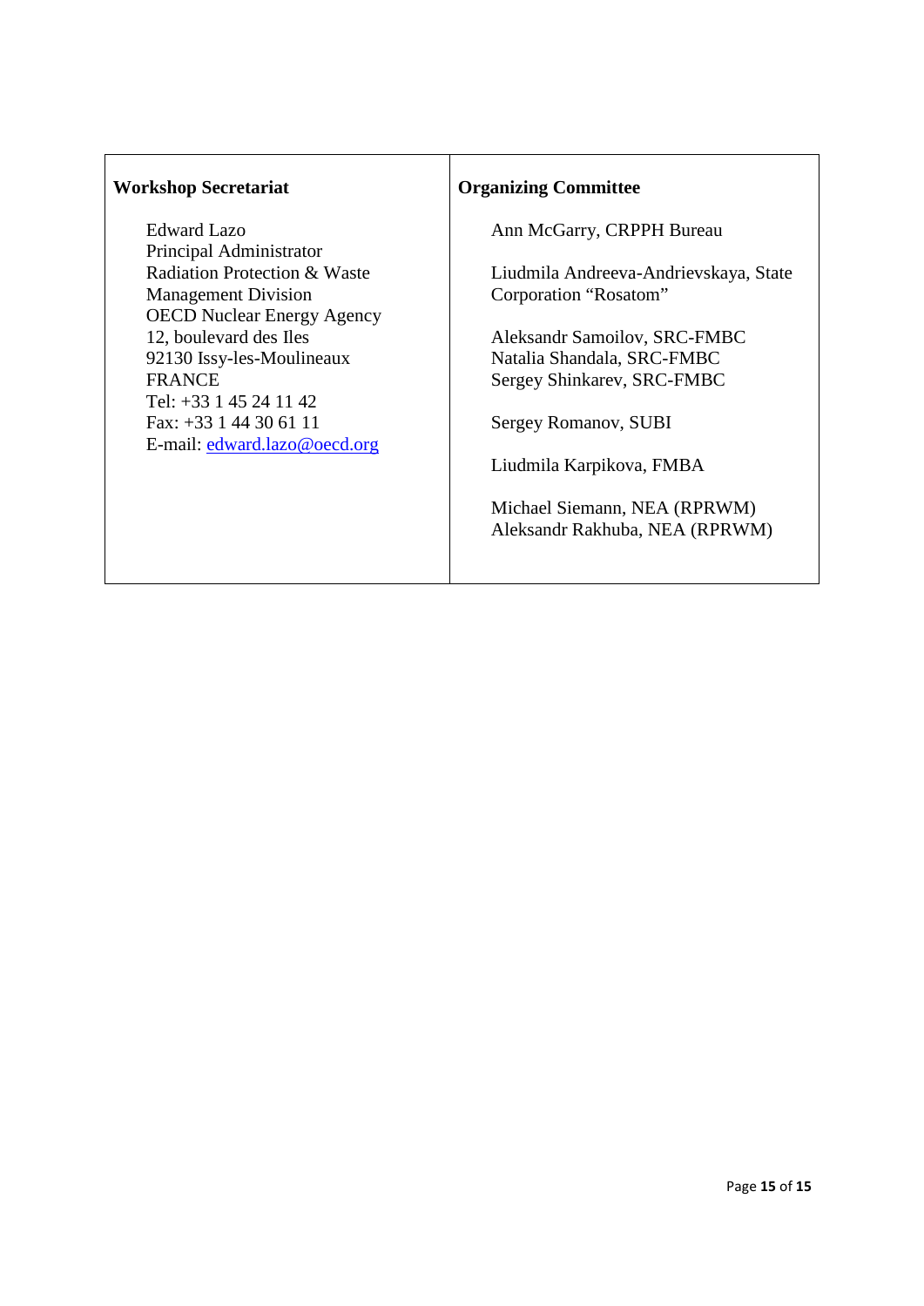**Workshop Secretariat**

Edward Lazo
Principal Administrator
Radiation Protection & Waste Management Division
OECD Nuclear Energy Agency
12, boulevard des Iles
92130 Issy-les-Moulineaux
FRANCE
Tel: +33 1 45 24 11 42
Fax: +33 1 44 30 61 11
E-mail: edward.lazo@oecd.org

**Organizing Committee**

Ann McGarry, CRPPH Bureau

Liudmila Andreeva-Andrievskaya, State Corporation "Rosatom"

Aleksandr Samoilov, SRC-FMBC
Natalia Shandala, SRC-FMBC
Sergey Shinkarev, SRC-FMBC

Sergey Romanov, SUBI

Liudmila Karpikova, FMBA

Michael Siemann, NEA (RPRWM)
Aleksandr Rakhuba, NEA (RPRWM)